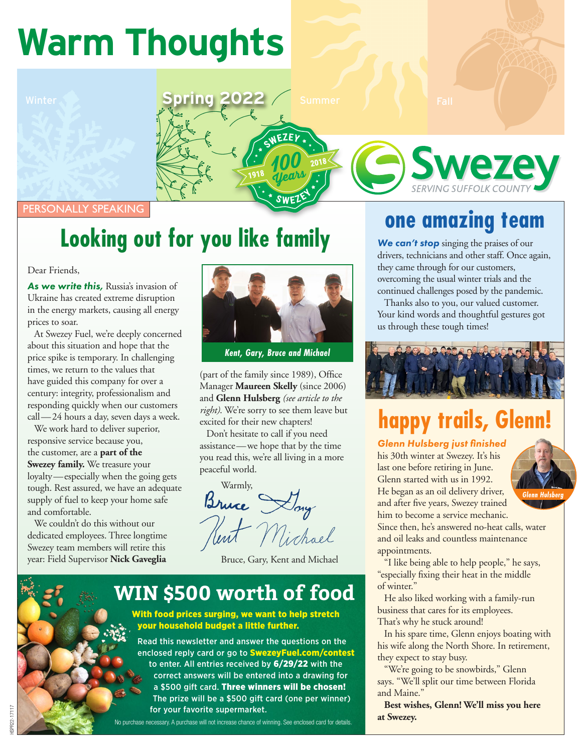# Warm Thoughts

Winter **Spring 2022** Summer Fall

Swezey 100 Years 1918 2018

**Swezey** SERVING SUFFOLK COUNTY

PERSONALLY SPEAKING

## Looking out for you like family

Dear Friends,

***As we write this,*** Russia's invasion of Ukraine has created extreme disruption in the energy markets, causing all energy prices to soar.

At Swezey Fuel, we're deeply concerned about this situation and hope that the price spike is temporary. In challenging times, we return to the values that have guided this company for over a century: integrity, professionalism and responding quickly when our customers call — 24 hours a day, seven days a week.

We work hard to deliver superior, responsive service because you, the customer, are a **part of the Swezey family.** We treasure your loyalty — especially when the going gets tough. Rest assured, we have an adequate supply of fuel to keep your home safe and comfortable.

We couldn't do this without our dedicated employees. Three longtime Swezey team members will retire this year: Field Supervisor **Nick Gaveglia** (part of the family since 1989), Office Manager **Maureen Skelly** (since 2006) and **Glenn Hulsberg** *(see article to the right)*. We're sorry to see them leave but excited for their new chapters!

*Kent, Gary, Bruce and Michael*

Don't hesitate to call if you need assistance — we hope that by the time you read this, we're all living in a more peaceful world.

Warmly,

Bruce, Gary, Kent and Michael

## WIN $500 worth of food

**With food prices surging, we want to help stretch your household budget a little further.**

Read this newsletter and answer the questions on the enclosed reply card or go to **SwezeyFuel.com/contest** to enter. All entries received by **6/29/22** with the correct answers will be entered into a drawing for a $500 gift card. **Three winners will be chosen!** The prize will be a $500 gift card (one per winner) for your favorite supermarket.

No purchase necessary. A purchase will not increase chance of winning. See enclosed card for details.

## one amazing team

***We can't stop*** singing the praises of our drivers, technicians and other staff. Once again, they came through for our customers, overcoming the usual winter trials and the continued challenges posed by the pandemic.

Thanks also to you, our valued customer. Your kind words and thoughtful gestures got us through these tough times!

## happy trails, Glenn!

***Glenn Hulsberg just finished*** his 30th winter at Swezey. It's his last one before retiring in June. Glenn started with us in 1992. He began as an oil delivery driver, and after five years, Swezey trained him to become a service mechanic. Since then, he's answered no-heat calls, water and oil leaks and countless maintenance appointments.

*Glenn Hulsberg*

"I like being able to help people," he says, "especially fixing their heat in the middle of winter."

He also liked working with a family-run business that cares for its employees. That's why he stuck around!

In his spare time, Glenn enjoys boating with his wife along the North Shore. In retirement, they expect to stay busy.

"We're going to be snowbirds," Glenn says. "We'll split our time between Florida and Maine."

**Best wishes, Glenn! We'll miss you here at Swezey.**

HSPR22-17117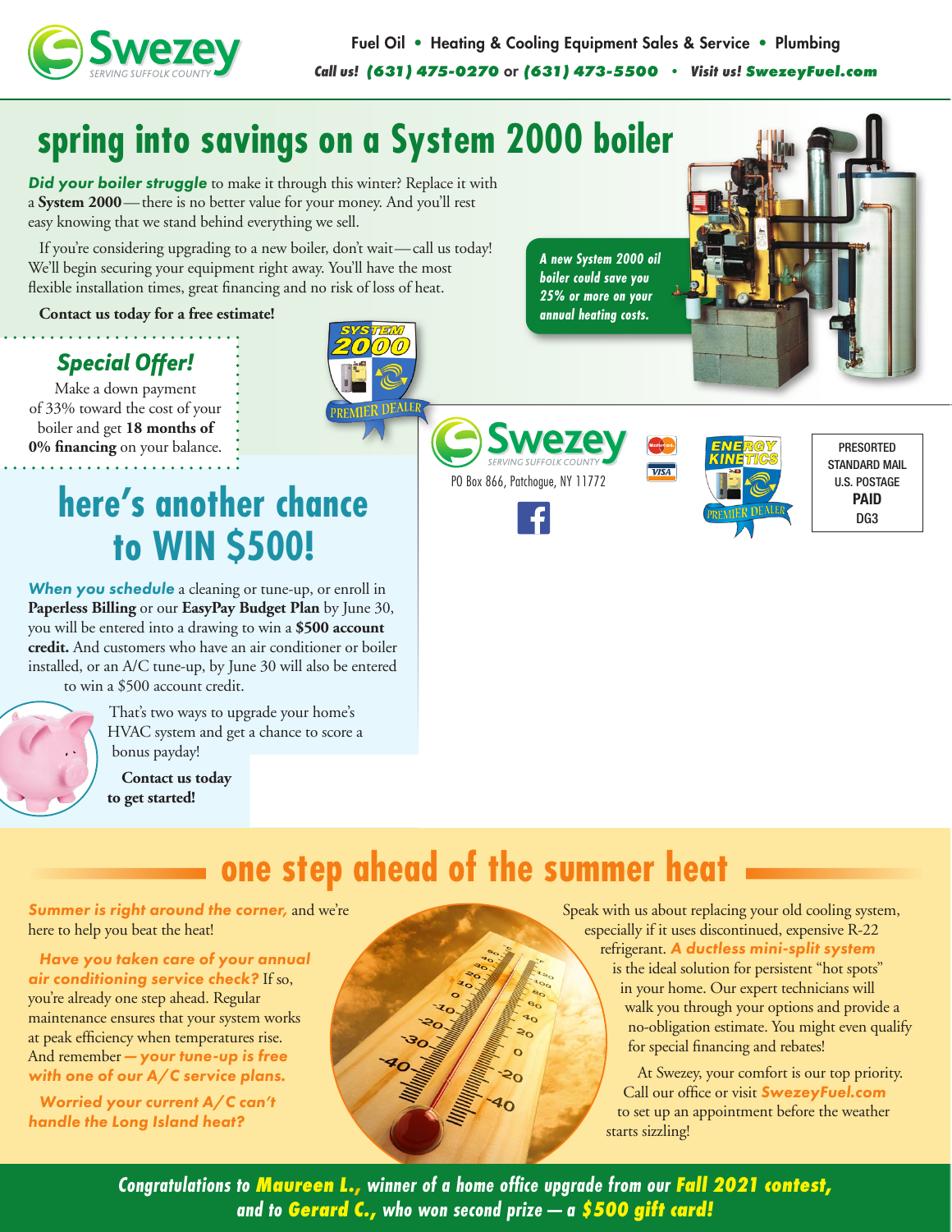**Swezey** SERVING SUFFOLK COUNTY

Fuel Oil • Heating & Cooling Equipment Sales & Service • Plumbing

*Call us!* **(631) 475-0270** or **(631) 473-5500** • *Visit us!* **SwezeyFuel.com**

# spring into savings on a System 2000 boiler

***Did your boiler struggle*** to make it through this winter? Replace it with a **System 2000**—there is no better value for your money. And you'll rest easy knowing that we stand behind everything we sell.

If you're considering upgrading to a new boiler, don't wait—call us today! We'll begin securing your equipment right away. You'll have the most flexible installation times, great financing and no risk of loss of heat.

**Contact us today for a free estimate!**

*A new System 2000 oil boiler could save you 25% or more on your annual heating costs.*

## *Special Offer!*

Make a down payment of 33% toward the cost of your boiler and get **18 months of 0% financing** on your balance.

SYSTEM 2000 PREMIER DEALER

# here's another chance to WIN $500!

***When you schedule*** a cleaning or tune-up, or enroll in **Paperless Billing** or our **EasyPay Budget Plan** by June 30, you will be entered into a drawing to win a **$500 account credit.** And customers who have an air conditioner or boiler installed, or an A/C tune-up, by June 30 will also be entered to win a $500 account credit.

That's two ways to upgrade your home's HVAC system and get a chance to score a bonus payday!

**Contact us today to get started!**

**Swezey** SERVING SUFFOLK COUNTY

PO Box 866, Patchogue, NY 11772

ENERGY KINETICS PREMIER DEALER

PRESORTED
STANDARD MAIL
U.S. POSTAGE
**PAID**
DG3

# one step ahead of the summer heat

***Summer is right around the corner,*** and we're here to help you beat the heat!

***Have you taken care of your annual air conditioning service check?*** If so, you're already one step ahead. Regular maintenance ensures that your system works at peak efficiency when temperatures rise. And remember ***— your tune-up is free with one of our A/C service plans.***

***Worried your current A/C can't handle the Long Island heat?***

Speak with us about replacing your old cooling system, especially if it uses discontinued, expensive R-22 refrigerant. ***A ductless mini-split system*** is the ideal solution for persistent "hot spots" in your home. Our expert technicians will walk you through your options and provide a no-obligation estimate. You might even qualify for special financing and rebates!

At Swezey, your comfort is our top priority. Call our office or visit **SwezeyFuel.com** to set up an appointment before the weather starts sizzling!

***Congratulations to Maureen L., winner of a home office upgrade from our Fall 2021 contest, and to Gerard C., who won second prize — a $500 gift card!***